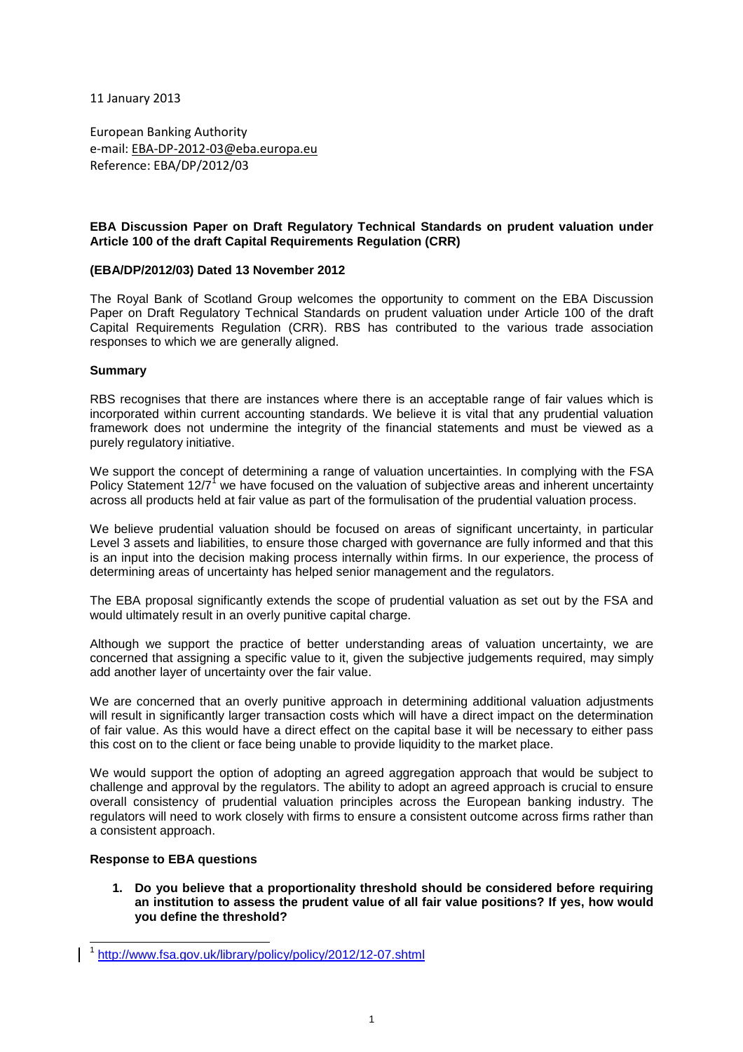11 January 2013

European Banking Authority
e-mail: EBA-DP-2012-03@eba.europa.eu
Reference: EBA/DP/2012/03

**EBA Discussion Paper on Draft Regulatory Technical Standards on prudent valuation under Article 100 of the draft Capital Requirements Regulation (CRR)**

**(EBA/DP/2012/03) Dated 13 November 2012**

The Royal Bank of Scotland Group welcomes the opportunity to comment on the EBA Discussion Paper on Draft Regulatory Technical Standards on prudent valuation under Article 100 of the draft Capital Requirements Regulation (CRR). RBS has contributed to the various trade association responses to which we are generally aligned.

**Summary**

RBS recognises that there are instances where there is an acceptable range of fair values which is incorporated within current accounting standards. We believe it is vital that any prudential valuation framework does not undermine the integrity of the financial statements and must be viewed as a purely regulatory initiative.

We support the concept of determining a range of valuation uncertainties. In complying with the FSA Policy Statement 12/7[1] we have focused on the valuation of subjective areas and inherent uncertainty across all products held at fair value as part of the formulisation of the prudential valuation process.

We believe prudential valuation should be focused on areas of significant uncertainty, in particular Level 3 assets and liabilities, to ensure those charged with governance are fully informed and that this is an input into the decision making process internally within firms. In our experience, the process of determining areas of uncertainty has helped senior management and the regulators.

The EBA proposal significantly extends the scope of prudential valuation as set out by the FSA and would ultimately result in an overly punitive capital charge.

Although we support the practice of better understanding areas of valuation uncertainty, we are concerned that assigning a specific value to it, given the subjective judgements required, may simply add another layer of uncertainty over the fair value.

We are concerned that an overly punitive approach in determining additional valuation adjustments will result in significantly larger transaction costs which will have a direct impact on the determination of fair value. As this would have a direct effect on the capital base it will be necessary to either pass this cost on to the client or face being unable to provide liquidity to the market place.

We would support the option of adopting an agreed aggregation approach that would be subject to challenge and approval by the regulators. The ability to adopt an agreed approach is crucial to ensure overall consistency of prudential valuation principles across the European banking industry. The regulators will need to work closely with firms to ensure a consistent outcome across firms rather than a consistent approach.

**Response to EBA questions**

1. **Do you believe that a proportionality threshold should be considered before requiring an institution to assess the prudent value of all fair value positions? If yes, how would you define the threshold?**

---

[1] http://www.fsa.gov.uk/library/policy/policy/2012/12-07.shtml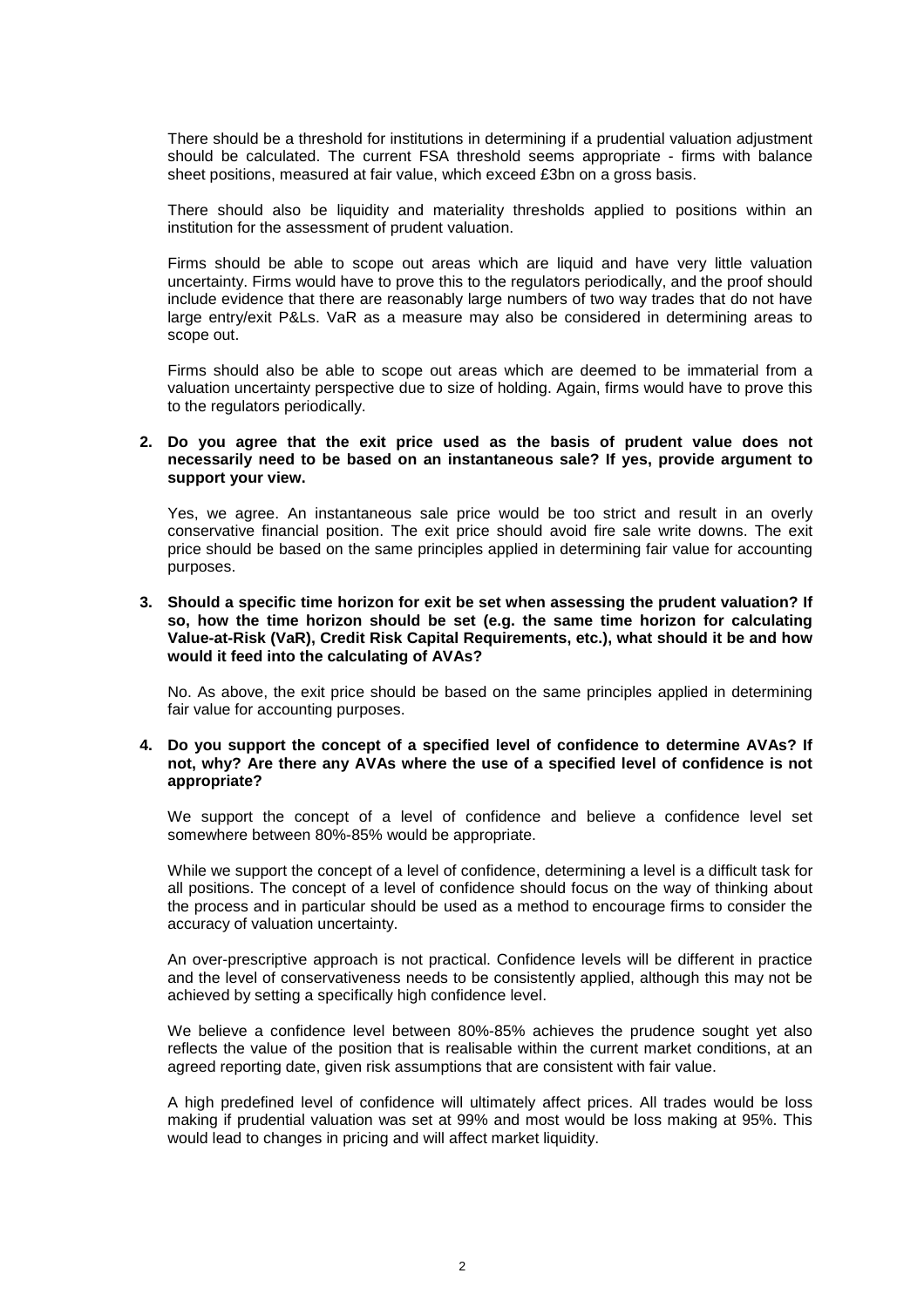There should be a threshold for institutions in determining if a prudential valuation adjustment should be calculated. The current FSA threshold seems appropriate - firms with balance sheet positions, measured at fair value, which exceed £3bn on a gross basis.

There should also be liquidity and materiality thresholds applied to positions within an institution for the assessment of prudent valuation.

Firms should be able to scope out areas which are liquid and have very little valuation uncertainty. Firms would have to prove this to the regulators periodically, and the proof should include evidence that there are reasonably large numbers of two way trades that do not have large entry/exit P&Ls. VaR as a measure may also be considered in determining areas to scope out.

Firms should also be able to scope out areas which are deemed to be immaterial from a valuation uncertainty perspective due to size of holding. Again, firms would have to prove this to the regulators periodically.

**2. Do you agree that the exit price used as the basis of prudent value does not necessarily need to be based on an instantaneous sale? If yes, provide argument to support your view.**

Yes, we agree. An instantaneous sale price would be too strict and result in an overly conservative financial position. The exit price should avoid fire sale write downs. The exit price should be based on the same principles applied in determining fair value for accounting purposes.

**3. Should a specific time horizon for exit be set when assessing the prudent valuation? If so, how the time horizon should be set (e.g. the same time horizon for calculating Value-at-Risk (VaR), Credit Risk Capital Requirements, etc.), what should it be and how would it feed into the calculating of AVAs?**

No. As above, the exit price should be based on the same principles applied in determining fair value for accounting purposes.

**4. Do you support the concept of a specified level of confidence to determine AVAs? If not, why? Are there any AVAs where the use of a specified level of confidence is not appropriate?**

We support the concept of a level of confidence and believe a confidence level set somewhere between 80%-85% would be appropriate.

While we support the concept of a level of confidence, determining a level is a difficult task for all positions. The concept of a level of confidence should focus on the way of thinking about the process and in particular should be used as a method to encourage firms to consider the accuracy of valuation uncertainty.

An over-prescriptive approach is not practical. Confidence levels will be different in practice and the level of conservativeness needs to be consistently applied, although this may not be achieved by setting a specifically high confidence level.

We believe a confidence level between 80%-85% achieves the prudence sought yet also reflects the value of the position that is realisable within the current market conditions, at an agreed reporting date, given risk assumptions that are consistent with fair value.

A high predefined level of confidence will ultimately affect prices. All trades would be loss making if prudential valuation was set at 99% and most would be loss making at 95%. This would lead to changes in pricing and will affect market liquidity.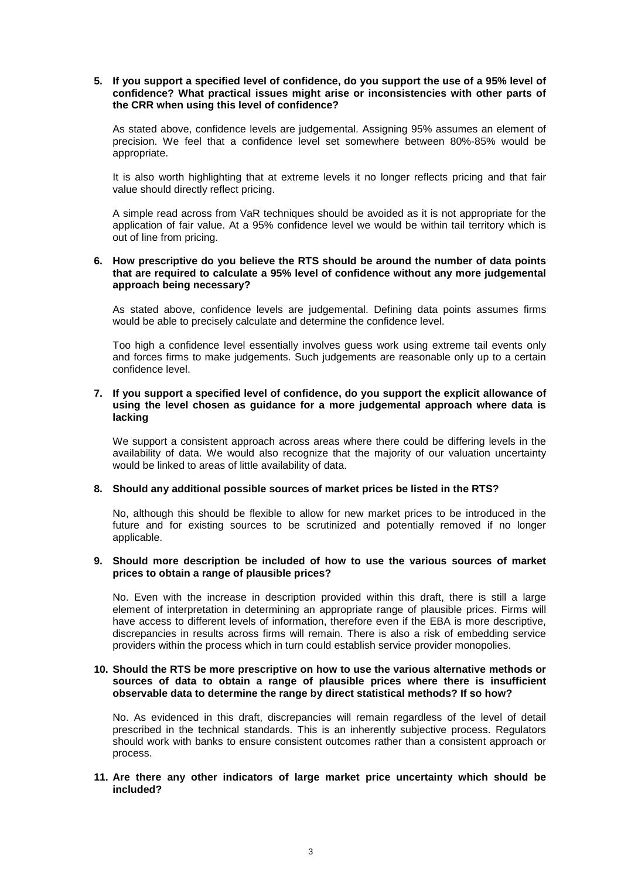**5. If you support a specified level of confidence, do you support the use of a 95% level of confidence? What practical issues might arise or inconsistencies with other parts of the CRR when using this level of confidence?**

As stated above, confidence levels are judgemental. Assigning 95% assumes an element of precision. We feel that a confidence level set somewhere between 80%-85% would be appropriate.

It is also worth highlighting that at extreme levels it no longer reflects pricing and that fair value should directly reflect pricing.

A simple read across from VaR techniques should be avoided as it is not appropriate for the application of fair value. At a 95% confidence level we would be within tail territory which is out of line from pricing.

**6. How prescriptive do you believe the RTS should be around the number of data points that are required to calculate a 95% level of confidence without any more judgemental approach being necessary?**

As stated above, confidence levels are judgemental. Defining data points assumes firms would be able to precisely calculate and determine the confidence level.

Too high a confidence level essentially involves guess work using extreme tail events only and forces firms to make judgements. Such judgements are reasonable only up to a certain confidence level.

**7. If you support a specified level of confidence, do you support the explicit allowance of using the level chosen as guidance for a more judgemental approach where data is lacking**

We support a consistent approach across areas where there could be differing levels in the availability of data. We would also recognize that the majority of our valuation uncertainty would be linked to areas of little availability of data.

**8. Should any additional possible sources of market prices be listed in the RTS?**

No, although this should be flexible to allow for new market prices to be introduced in the future and for existing sources to be scrutinized and potentially removed if no longer applicable.

**9. Should more description be included of how to use the various sources of market prices to obtain a range of plausible prices?**

No. Even with the increase in description provided within this draft, there is still a large element of interpretation in determining an appropriate range of plausible prices. Firms will have access to different levels of information, therefore even if the EBA is more descriptive, discrepancies in results across firms will remain. There is also a risk of embedding service providers within the process which in turn could establish service provider monopolies.

**10. Should the RTS be more prescriptive on how to use the various alternative methods or sources of data to obtain a range of plausible prices where there is insufficient observable data to determine the range by direct statistical methods? If so how?**

No. As evidenced in this draft, discrepancies will remain regardless of the level of detail prescribed in the technical standards. This is an inherently subjective process. Regulators should work with banks to ensure consistent outcomes rather than a consistent approach or process.

**11. Are there any other indicators of large market price uncertainty which should be included?**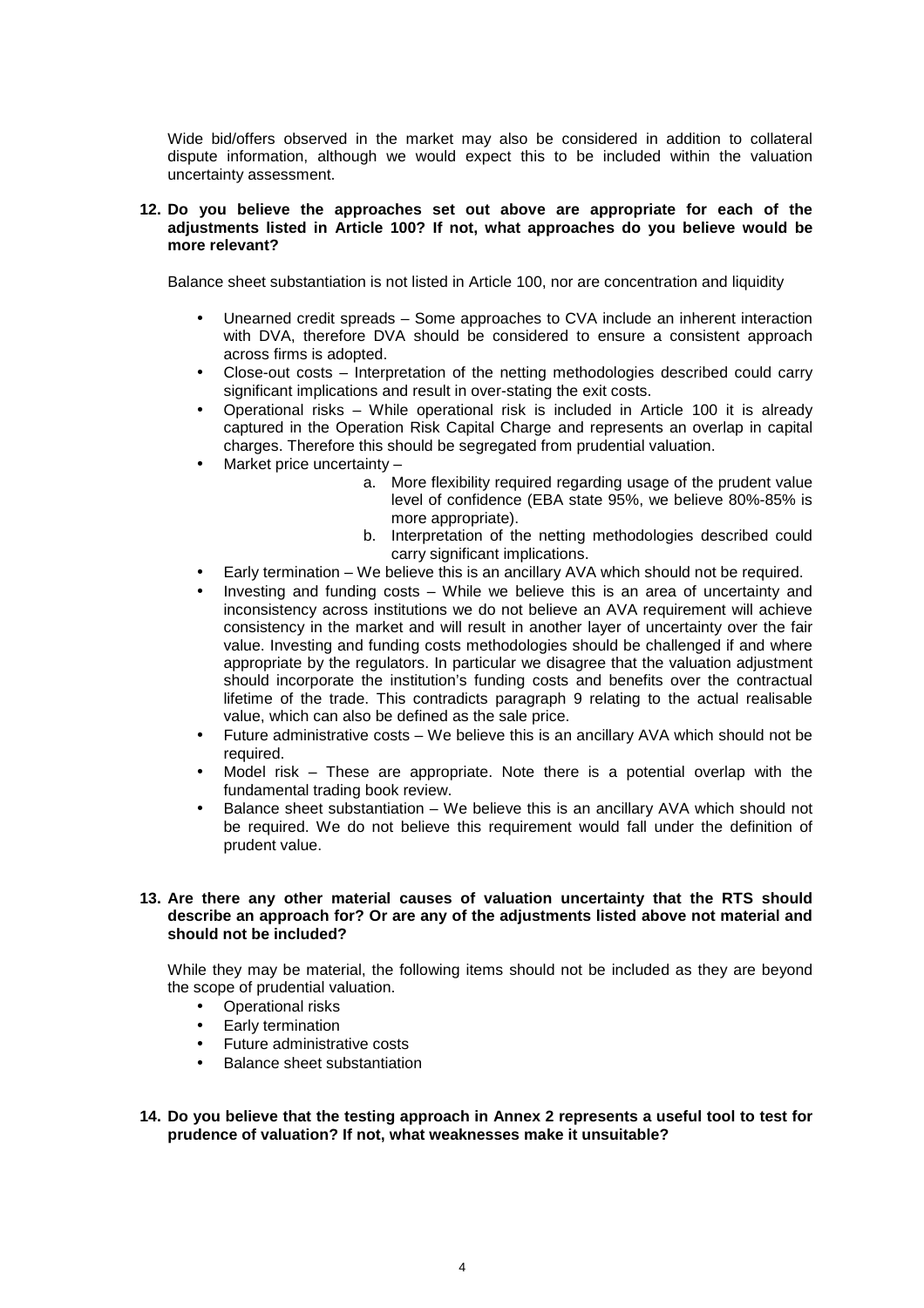Wide bid/offers observed in the market may also be considered in addition to collateral dispute information, although we would expect this to be included within the valuation uncertainty assessment.

**12. Do you believe the approaches set out above are appropriate for each of the adjustments listed in Article 100? If not, what approaches do you believe would be more relevant?**

Balance sheet substantiation is not listed in Article 100, nor are concentration and liquidity

- Unearned credit spreads – Some approaches to CVA include an inherent interaction with DVA, therefore DVA should be considered to ensure a consistent approach across firms is adopted.
- Close-out costs – Interpretation of the netting methodologies described could carry significant implications and result in over-stating the exit costs.
- Operational risks – While operational risk is included in Article 100 it is already captured in the Operation Risk Capital Charge and represents an overlap in capital charges. Therefore this should be segregated from prudential valuation.
- Market price uncertainty –
    a. More flexibility required regarding usage of the prudent value level of confidence (EBA state 95%, we believe 80%-85% is more appropriate).
    b. Interpretation of the netting methodologies described could carry significant implications.
- Early termination – We believe this is an ancillary AVA which should not be required.
- Investing and funding costs – While we believe this is an area of uncertainty and inconsistency across institutions we do not believe an AVA requirement will achieve consistency in the market and will result in another layer of uncertainty over the fair value. Investing and funding costs methodologies should be challenged if and where appropriate by the regulators. In particular we disagree that the valuation adjustment should incorporate the institution's funding costs and benefits over the contractual lifetime of the trade. This contradicts paragraph 9 relating to the actual realisable value, which can also be defined as the sale price.
- Future administrative costs – We believe this is an ancillary AVA which should not be required.
- Model risk – These are appropriate. Note there is a potential overlap with the fundamental trading book review.
- Balance sheet substantiation – We believe this is an ancillary AVA which should not be required. We do not believe this requirement would fall under the definition of prudent value.

**13. Are there any other material causes of valuation uncertainty that the RTS should describe an approach for? Or are any of the adjustments listed above not material and should not be included?**

While they may be material, the following items should not be included as they are beyond the scope of prudential valuation.

- Operational risks
- Early termination
- Future administrative costs
- Balance sheet substantiation

**14. Do you believe that the testing approach in Annex 2 represents a useful tool to test for prudence of valuation? If not, what weaknesses make it unsuitable?**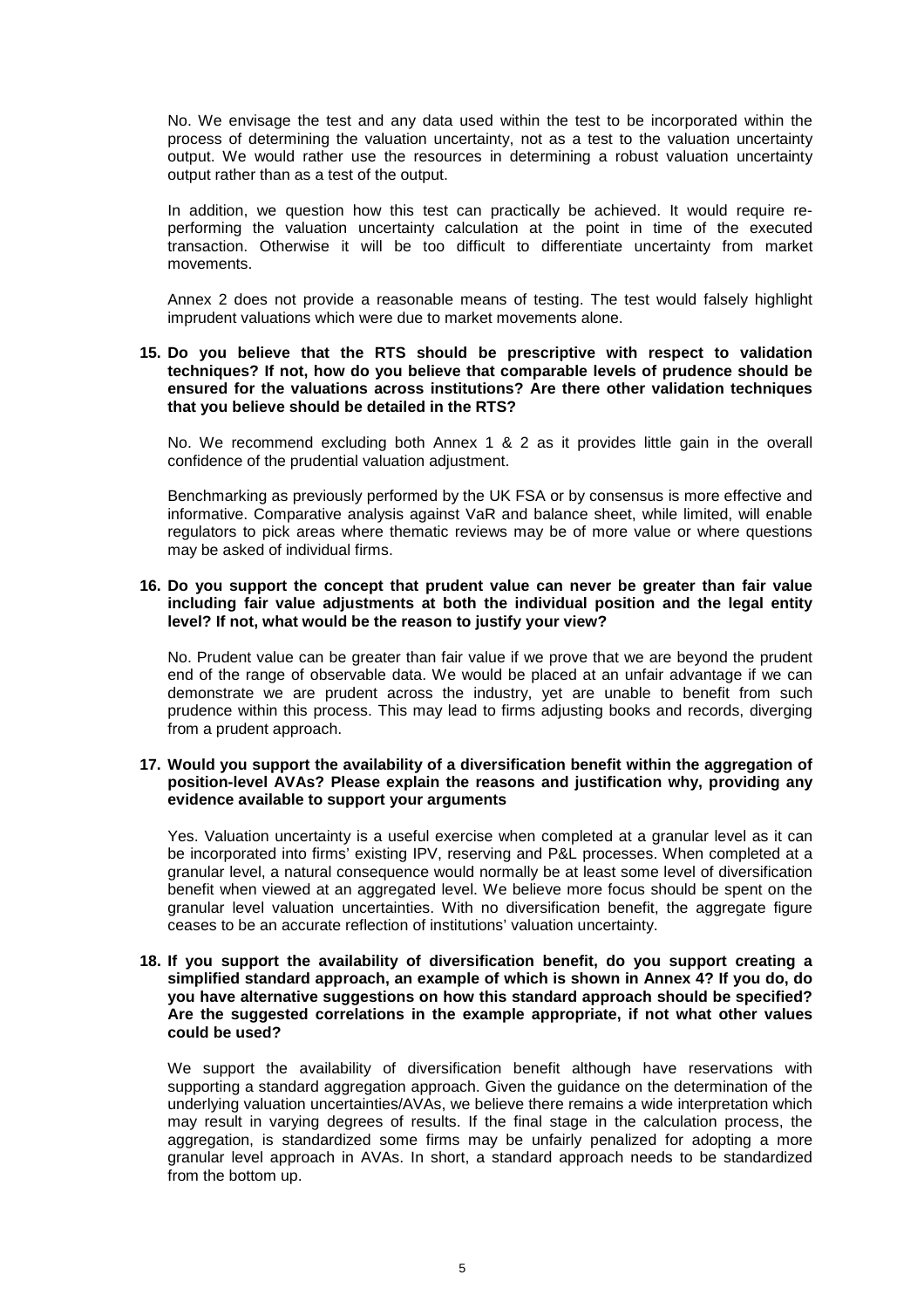No. We envisage the test and any data used within the test to be incorporated within the process of determining the valuation uncertainty, not as a test to the valuation uncertainty output. We would rather use the resources in determining a robust valuation uncertainty output rather than as a test of the output.

In addition, we question how this test can practically be achieved. It would require re-performing the valuation uncertainty calculation at the point in time of the executed transaction. Otherwise it will be too difficult to differentiate uncertainty from market movements.

Annex 2 does not provide a reasonable means of testing. The test would falsely highlight imprudent valuations which were due to market movements alone.

**15. Do you believe that the RTS should be prescriptive with respect to validation techniques? If not, how do you believe that comparable levels of prudence should be ensured for the valuations across institutions? Are there other validation techniques that you believe should be detailed in the RTS?**

No. We recommend excluding both Annex 1 & 2 as it provides little gain in the overall confidence of the prudential valuation adjustment.

Benchmarking as previously performed by the UK FSA or by consensus is more effective and informative. Comparative analysis against VaR and balance sheet, while limited, will enable regulators to pick areas where thematic reviews may be of more value or where questions may be asked of individual firms.

**16. Do you support the concept that prudent value can never be greater than fair value including fair value adjustments at both the individual position and the legal entity level? If not, what would be the reason to justify your view?**

No. Prudent value can be greater than fair value if we prove that we are beyond the prudent end of the range of observable data. We would be placed at an unfair advantage if we can demonstrate we are prudent across the industry, yet are unable to benefit from such prudence within this process. This may lead to firms adjusting books and records, diverging from a prudent approach.

**17. Would you support the availability of a diversification benefit within the aggregation of position-level AVAs? Please explain the reasons and justification why, providing any evidence available to support your arguments**

Yes. Valuation uncertainty is a useful exercise when completed at a granular level as it can be incorporated into firms' existing IPV, reserving and P&L processes. When completed at a granular level, a natural consequence would normally be at least some level of diversification benefit when viewed at an aggregated level. We believe more focus should be spent on the granular level valuation uncertainties. With no diversification benefit, the aggregate figure ceases to be an accurate reflection of institutions' valuation uncertainty.

**18. If you support the availability of diversification benefit, do you support creating a simplified standard approach, an example of which is shown in Annex 4? If you do, do you have alternative suggestions on how this standard approach should be specified? Are the suggested correlations in the example appropriate, if not what other values could be used?**

We support the availability of diversification benefit although have reservations with supporting a standard aggregation approach. Given the guidance on the determination of the underlying valuation uncertainties/AVAs, we believe there remains a wide interpretation which may result in varying degrees of results. If the final stage in the calculation process, the aggregation, is standardized some firms may be unfairly penalized for adopting a more granular level approach in AVAs. In short, a standard approach needs to be standardized from the bottom up.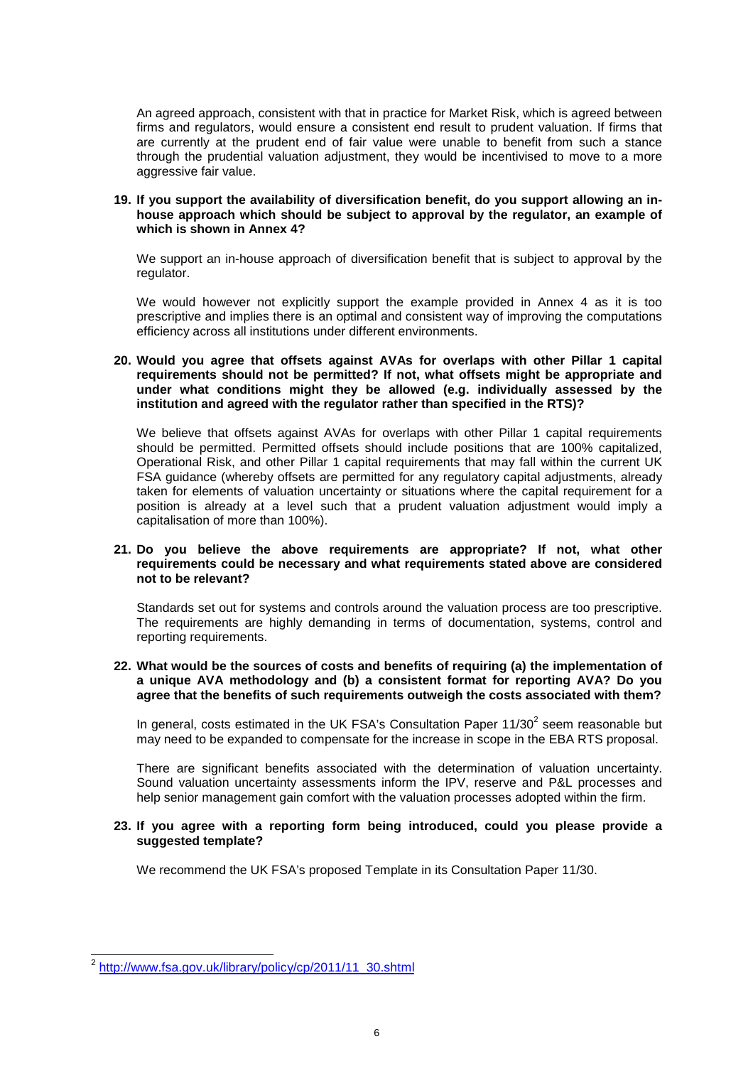An agreed approach, consistent with that in practice for Market Risk, which is agreed between firms and regulators, would ensure a consistent end result to prudent valuation. If firms that are currently at the prudent end of fair value were unable to benefit from such a stance through the prudential valuation adjustment, they would be incentivised to move to a more aggressive fair value.

**19. If you support the availability of diversification benefit, do you support allowing an in-house approach which should be subject to approval by the regulator, an example of which is shown in Annex 4?**

We support an in-house approach of diversification benefit that is subject to approval by the regulator.

We would however not explicitly support the example provided in Annex 4 as it is too prescriptive and implies there is an optimal and consistent way of improving the computations efficiency across all institutions under different environments.

**20. Would you agree that offsets against AVAs for overlaps with other Pillar 1 capital requirements should not be permitted? If not, what offsets might be appropriate and under what conditions might they be allowed (e.g. individually assessed by the institution and agreed with the regulator rather than specified in the RTS)?**

We believe that offsets against AVAs for overlaps with other Pillar 1 capital requirements should be permitted. Permitted offsets should include positions that are 100% capitalized, Operational Risk, and other Pillar 1 capital requirements that may fall within the current UK FSA guidance (whereby offsets are permitted for any regulatory capital adjustments, already taken for elements of valuation uncertainty or situations where the capital requirement for a position is already at a level such that a prudent valuation adjustment would imply a capitalisation of more than 100%).

**21. Do you believe the above requirements are appropriate? If not, what other requirements could be necessary and what requirements stated above are considered not to be relevant?**

Standards set out for systems and controls around the valuation process are too prescriptive. The requirements are highly demanding in terms of documentation, systems, control and reporting requirements.

**22. What would be the sources of costs and benefits of requiring (a) the implementation of a unique AVA methodology and (b) a consistent format for reporting AVA? Do you agree that the benefits of such requirements outweigh the costs associated with them?**

In general, costs estimated in the UK FSA's Consultation Paper 11/30[2] seem reasonable but may need to be expanded to compensate for the increase in scope in the EBA RTS proposal.

There are significant benefits associated with the determination of valuation uncertainty. Sound valuation uncertainty assessments inform the IPV, reserve and P&L processes and help senior management gain comfort with the valuation processes adopted within the firm.

**23. If you agree with a reporting form being introduced, could you please provide a suggested template?**

We recommend the UK FSA's proposed Template in its Consultation Paper 11/30.

---

[2] http://www.fsa.gov.uk/library/policy/cp/2011/11_30.shtml